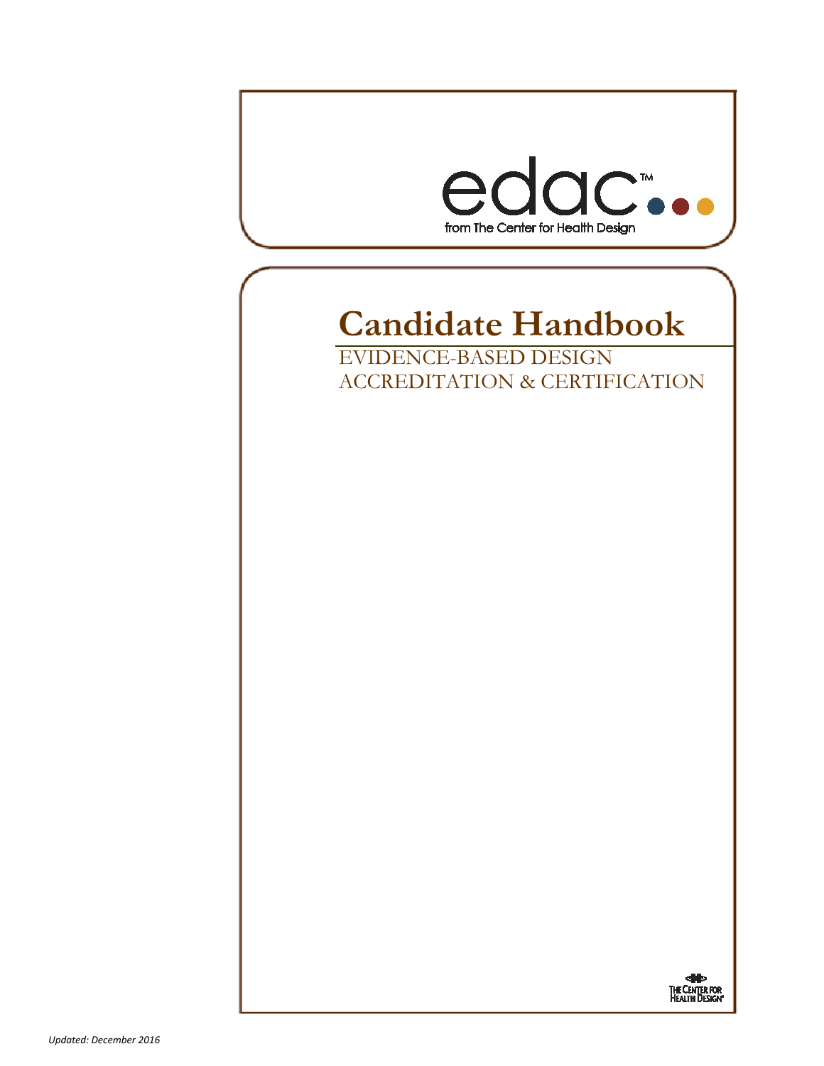edac™

from The Center for Health Design

# Candidate Handbook

EVIDENCE-BASED DESIGN
ACCREDITATION & CERTIFICATION

THE CENTER FOR HEALTH DESIGN®

*Updated: December 2016*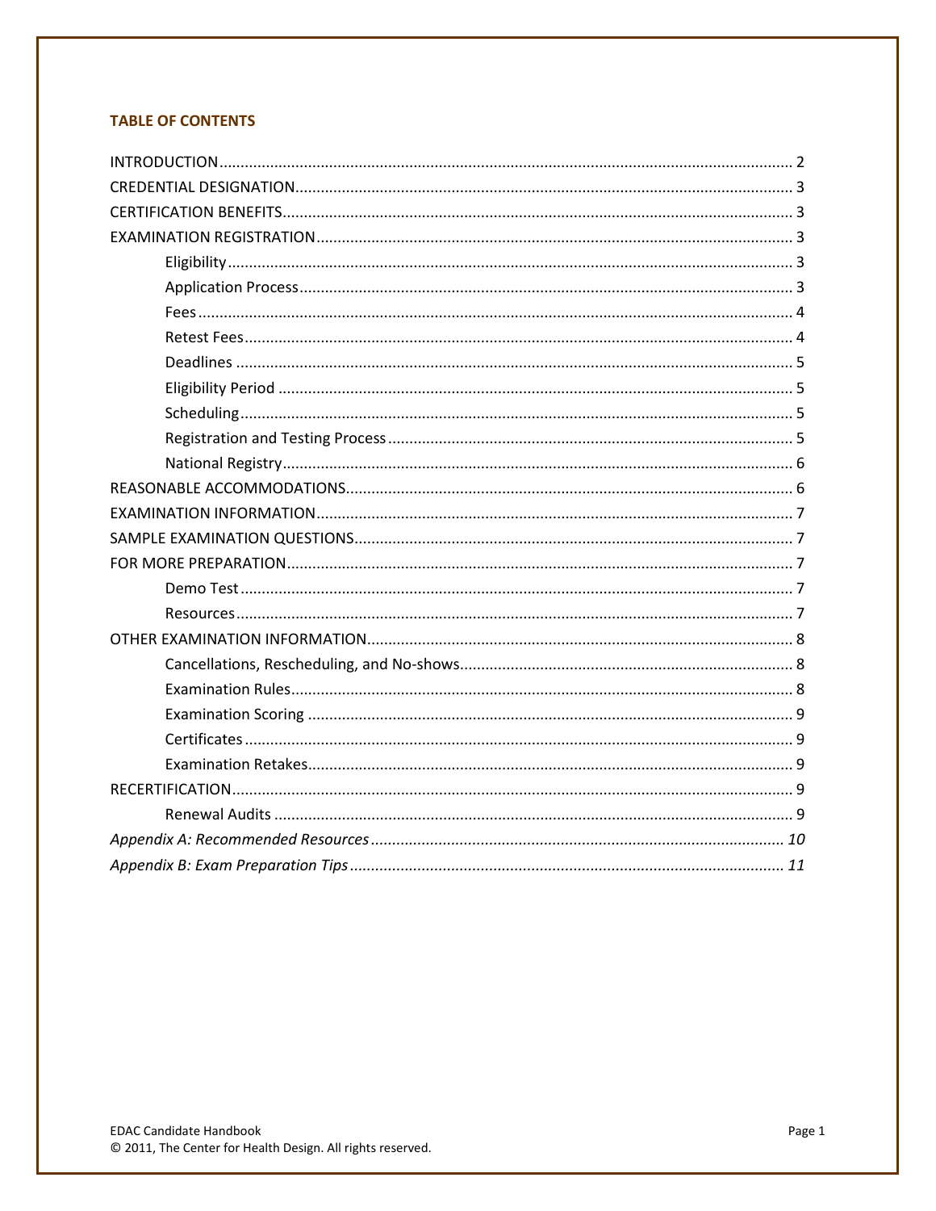### TABLE OF CONTENTS

INTRODUCTION ........ 2

CREDENTIAL DESIGNATION ........ 3

CERTIFICATION BENEFITS ........ 3

EXAMINATION REGISTRATION ........ 3

- Eligibility ........ 3
- Application Process ........ 3
- Fees ........ 4
- Retest Fees ........ 4
- Deadlines ........ 5
- Eligibility Period ........ 5
- Scheduling ........ 5
- Registration and Testing Process ........ 5
- National Registry ........ 6

REASONABLE ACCOMMODATIONS ........ 6

EXAMINATION INFORMATION ........ 7

SAMPLE EXAMINATION QUESTIONS ........ 7

FOR MORE PREPARATION ........ 7

- Demo Test ........ 7
- Resources ........ 7

OTHER EXAMINATION INFORMATION ........ 8

- Cancellations, Rescheduling, and No-shows ........ 8
- Examination Rules ........ 8
- Examination Scoring ........ 9
- Certificates ........ 9
- Examination Retakes ........ 9

RECERTIFICATION ........ 9

- Renewal Audits ........ 9

*Appendix A: Recommended Resources ........ 10*

*Appendix B: Exam Preparation Tips ........ 11*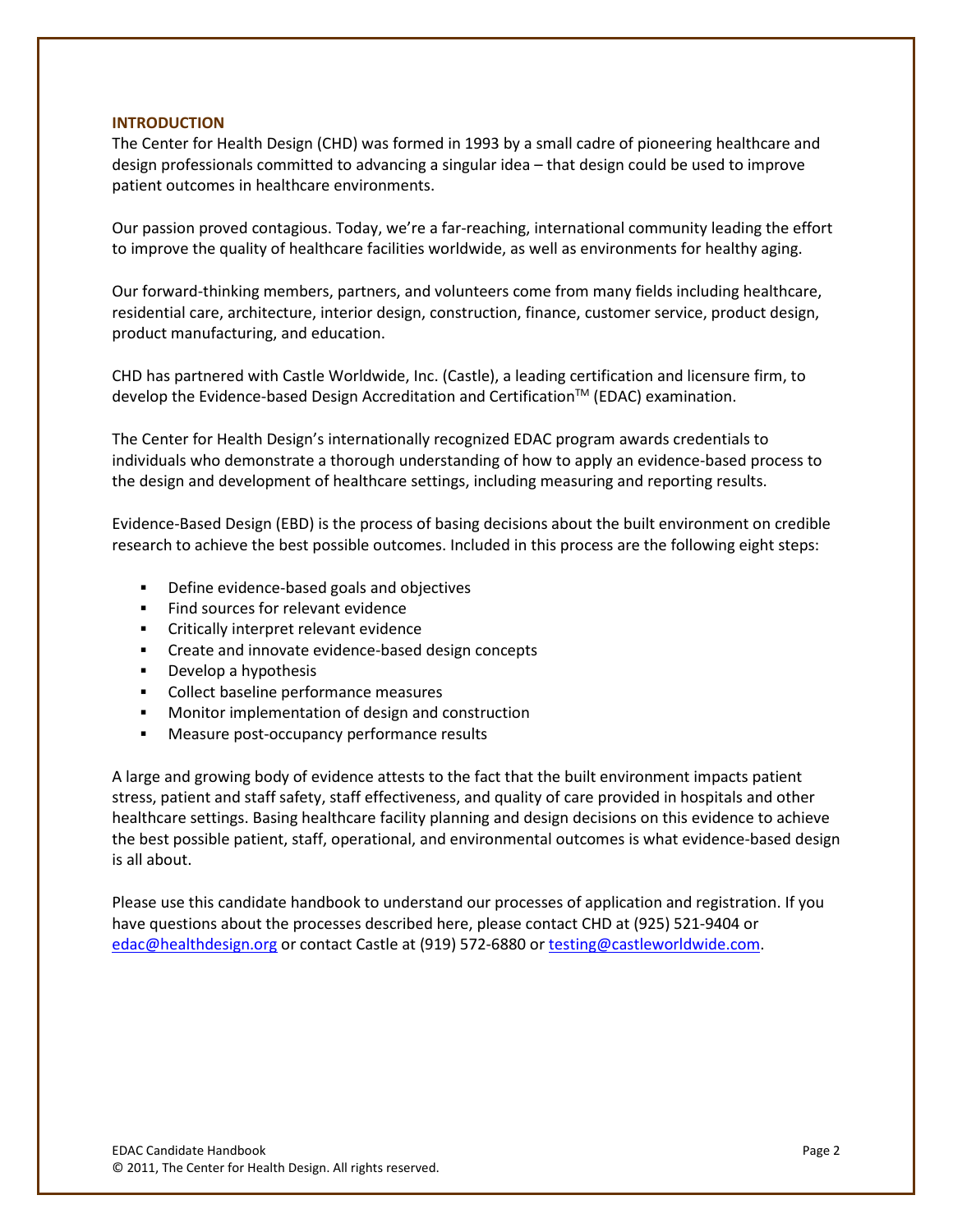## INTRODUCTION

The Center for Health Design (CHD) was formed in 1993 by a small cadre of pioneering healthcare and design professionals committed to advancing a singular idea – that design could be used to improve patient outcomes in healthcare environments.

Our passion proved contagious. Today, we're a far-reaching, international community leading the effort to improve the quality of healthcare facilities worldwide, as well as environments for healthy aging.

Our forward-thinking members, partners, and volunteers come from many fields including healthcare, residential care, architecture, interior design, construction, finance, customer service, product design, product manufacturing, and education.

CHD has partnered with Castle Worldwide, Inc. (Castle), a leading certification and licensure firm, to develop the Evidence-based Design Accreditation and Certification™ (EDAC) examination.

The Center for Health Design's internationally recognized EDAC program awards credentials to individuals who demonstrate a thorough understanding of how to apply an evidence-based process to the design and development of healthcare settings, including measuring and reporting results.

Evidence-Based Design (EBD) is the process of basing decisions about the built environment on credible research to achieve the best possible outcomes. Included in this process are the following eight steps:

- Define evidence-based goals and objectives
- Find sources for relevant evidence
- Critically interpret relevant evidence
- Create and innovate evidence-based design concepts
- Develop a hypothesis
- Collect baseline performance measures
- Monitor implementation of design and construction
- Measure post-occupancy performance results

A large and growing body of evidence attests to the fact that the built environment impacts patient stress, patient and staff safety, staff effectiveness, and quality of care provided in hospitals and other healthcare settings. Basing healthcare facility planning and design decisions on this evidence to achieve the best possible patient, staff, operational, and environmental outcomes is what evidence-based design is all about.

Please use this candidate handbook to understand our processes of application and registration. If you have questions about the processes described here, please contact CHD at (925) 521-9404 or edac@healthdesign.org or contact Castle at (919) 572-6880 or testing@castleworldwide.com.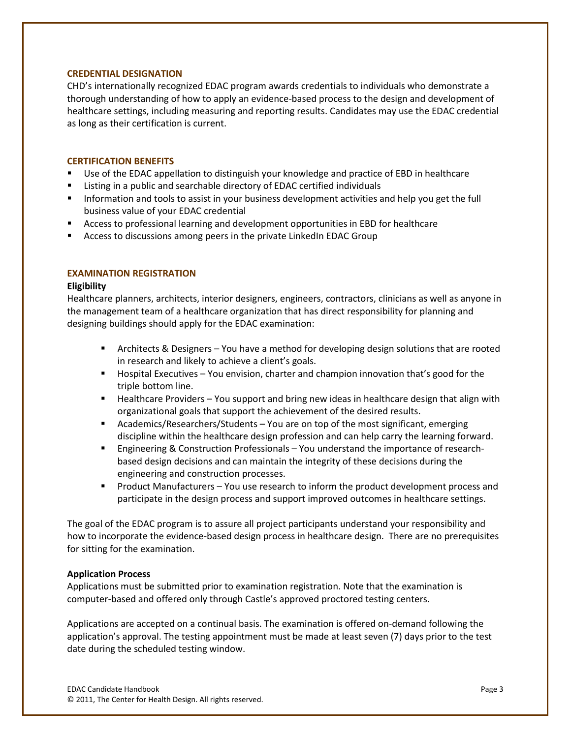## CREDENTIAL DESIGNATION

CHD's internationally recognized EDAC program awards credentials to individuals who demonstrate a thorough understanding of how to apply an evidence-based process to the design and development of healthcare settings, including measuring and reporting results. Candidates may use the EDAC credential as long as their certification is current.

## CERTIFICATION BENEFITS

- Use of the EDAC appellation to distinguish your knowledge and practice of EBD in healthcare
- Listing in a public and searchable directory of EDAC certified individuals
- Information and tools to assist in your business development activities and help you get the full business value of your EDAC credential
- Access to professional learning and development opportunities in EBD for healthcare
- Access to discussions among peers in the private LinkedIn EDAC Group

## EXAMINATION REGISTRATION

### Eligibility

Healthcare planners, architects, interior designers, engineers, contractors, clinicians as well as anyone in the management team of a healthcare organization that has direct responsibility for planning and designing buildings should apply for the EDAC examination:

- Architects & Designers – You have a method for developing design solutions that are rooted in research and likely to achieve a client's goals.
- Hospital Executives – You envision, charter and champion innovation that's good for the triple bottom line.
- Healthcare Providers – You support and bring new ideas in healthcare design that align with organizational goals that support the achievement of the desired results.
- Academics/Researchers/Students – You are on top of the most significant, emerging discipline within the healthcare design profession and can help carry the learning forward.
- Engineering & Construction Professionals – You understand the importance of research-based design decisions and can maintain the integrity of these decisions during the engineering and construction processes.
- Product Manufacturers – You use research to inform the product development process and participate in the design process and support improved outcomes in healthcare settings.

The goal of the EDAC program is to assure all project participants understand your responsibility and how to incorporate the evidence-based design process in healthcare design. There are no prerequisites for sitting for the examination.

### Application Process

Applications must be submitted prior to examination registration. Note that the examination is computer-based and offered only through Castle's approved proctored testing centers.

Applications are accepted on a continual basis. The examination is offered on-demand following the application's approval. The testing appointment must be made at least seven (7) days prior to the test date during the scheduled testing window.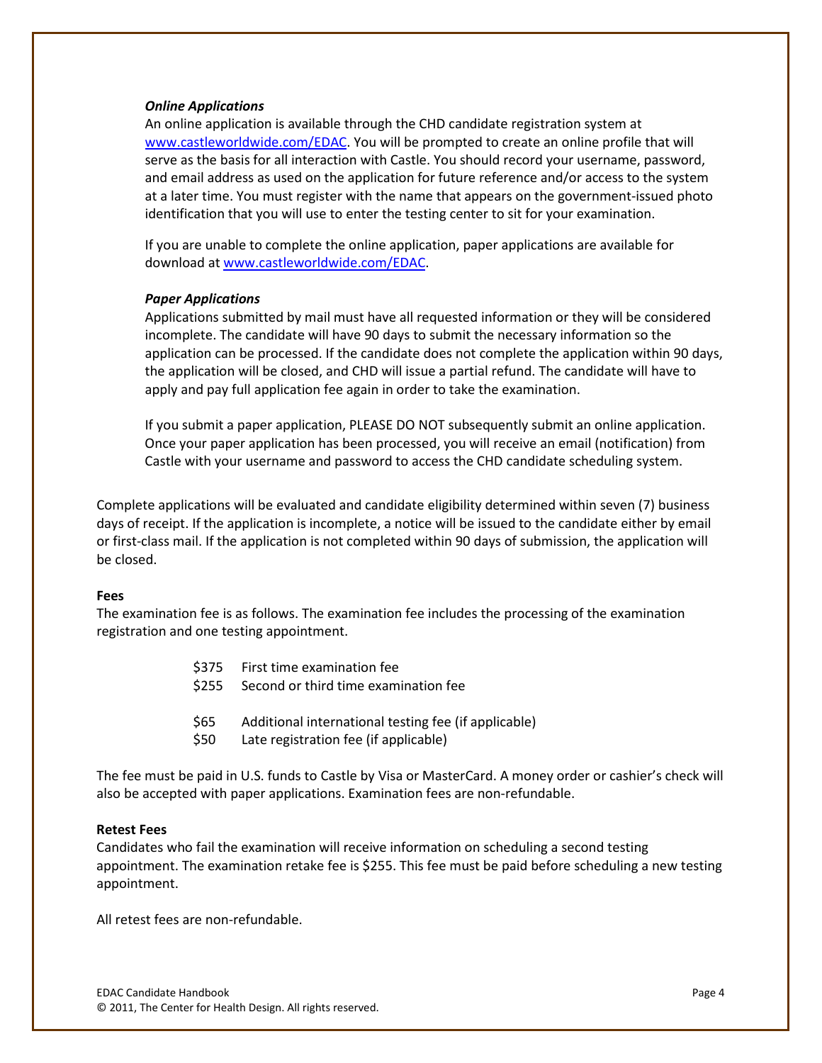### *Online Applications*

An online application is available through the CHD candidate registration system at [www.castleworldwide.com/EDAC](www.castleworldwide.com/EDAC). You will be prompted to create an online profile that will serve as the basis for all interaction with Castle. You should record your username, password, and email address as used on the application for future reference and/or access to the system at a later time. You must register with the name that appears on the government-issued photo identification that you will use to enter the testing center to sit for your examination.

If you are unable to complete the online application, paper applications are available for download at [www.castleworldwide.com/EDAC](www.castleworldwide.com/EDAC).

### *Paper Applications*

Applications submitted by mail must have all requested information or they will be considered incomplete. The candidate will have 90 days to submit the necessary information so the application can be processed. If the candidate does not complete the application within 90 days, the application will be closed, and CHD will issue a partial refund. The candidate will have to apply and pay full application fee again in order to take the examination.

If you submit a paper application, PLEASE DO NOT subsequently submit an online application. Once your paper application has been processed, you will receive an email (notification) from Castle with your username and password to access the CHD candidate scheduling system.

Complete applications will be evaluated and candidate eligibility determined within seven (7) business days of receipt. If the application is incomplete, a notice will be issued to the candidate either by email or first-class mail. If the application is not completed within 90 days of submission, the application will be closed.

**Fees**

The examination fee is as follows. The examination fee includes the processing of the examination registration and one testing appointment.

- $375 First time examination fee
- $255 Second or third time examination fee

- $65 Additional international testing fee (if applicable)
- $50 Late registration fee (if applicable)

The fee must be paid in U.S. funds to Castle by Visa or MasterCard. A money order or cashier's check will also be accepted with paper applications. Examination fees are non-refundable.

**Retest Fees**

Candidates who fail the examination will receive information on scheduling a second testing appointment. The examination retake fee is $255. This fee must be paid before scheduling a new testing appointment.

All retest fees are non-refundable.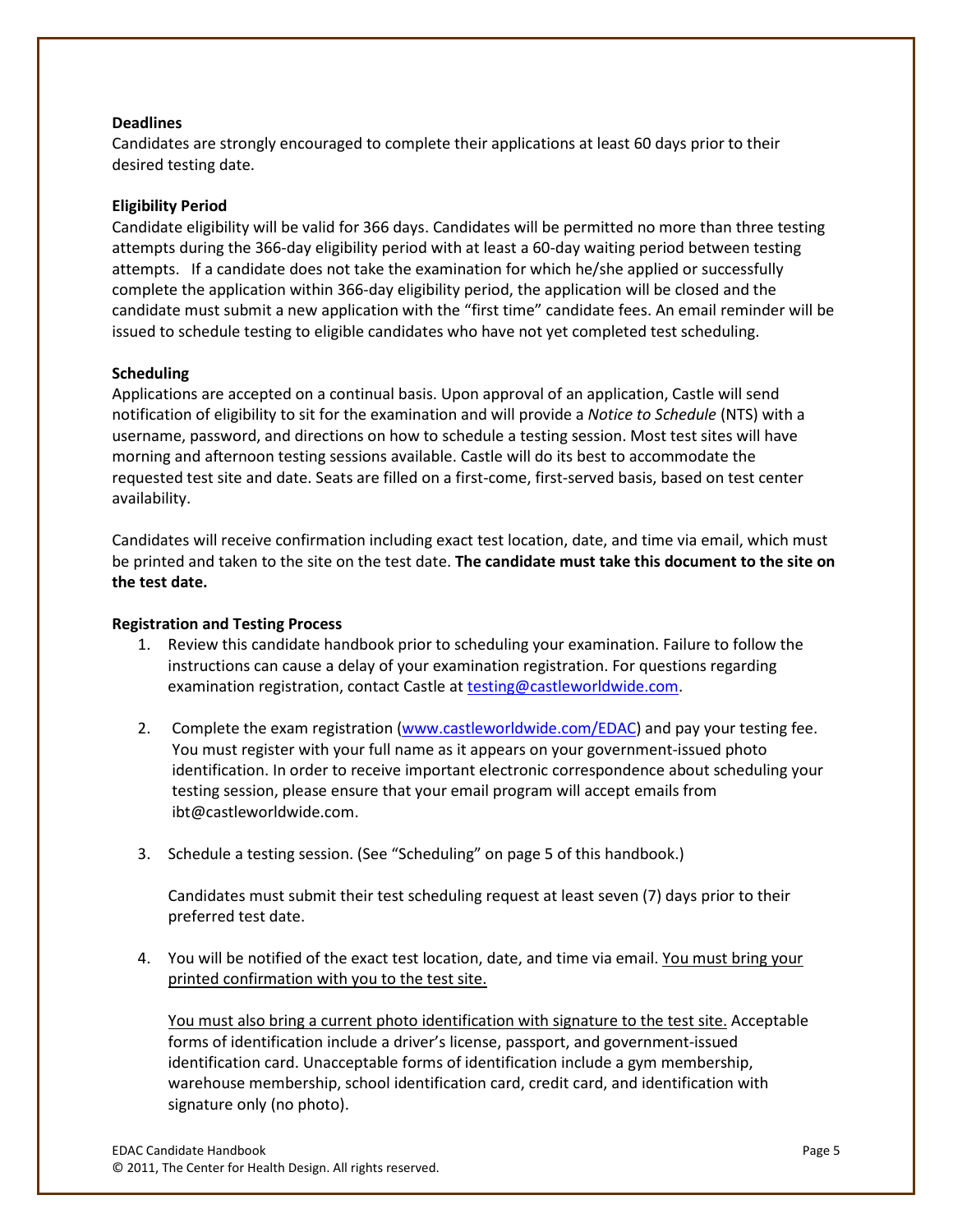**Deadlines**

Candidates are strongly encouraged to complete their applications at least 60 days prior to their desired testing date.

**Eligibility Period**

Candidate eligibility will be valid for 366 days. Candidates will be permitted no more than three testing attempts during the 366-day eligibility period with at least a 60-day waiting period between testing attempts. If a candidate does not take the examination for which he/she applied or successfully complete the application within 366-day eligibility period, the application will be closed and the candidate must submit a new application with the "first time" candidate fees. An email reminder will be issued to schedule testing to eligible candidates who have not yet completed test scheduling.

**Scheduling**

Applications are accepted on a continual basis. Upon approval of an application, Castle will send notification of eligibility to sit for the examination and will provide a *Notice to Schedule* (NTS) with a username, password, and directions on how to schedule a testing session. Most test sites will have morning and afternoon testing sessions available. Castle will do its best to accommodate the requested test site and date. Seats are filled on a first-come, first-served basis, based on test center availability.

Candidates will receive confirmation including exact test location, date, and time via email, which must be printed and taken to the site on the test date. **The candidate must take this document to the site on the test date.**

**Registration and Testing Process**

1. Review this candidate handbook prior to scheduling your examination. Failure to follow the instructions can cause a delay of your examination registration. For questions regarding examination registration, contact Castle at testing@castleworldwide.com.

2. Complete the exam registration (www.castleworldwide.com/EDAC) and pay your testing fee. You must register with your full name as it appears on your government-issued photo identification. In order to receive important electronic correspondence about scheduling your testing session, please ensure that your email program will accept emails from ibt@castleworldwide.com.

3. Schedule a testing session. (See "Scheduling" on page 5 of this handbook.)

   Candidates must submit their test scheduling request at least seven (7) days prior to their preferred test date.

4. You will be notified of the exact test location, date, and time via email. You must bring your printed confirmation with you to the test site.

   You must also bring a current photo identification with signature to the test site. Acceptable forms of identification include a driver's license, passport, and government-issued identification card. Unacceptable forms of identification include a gym membership, warehouse membership, school identification card, credit card, and identification with signature only (no photo).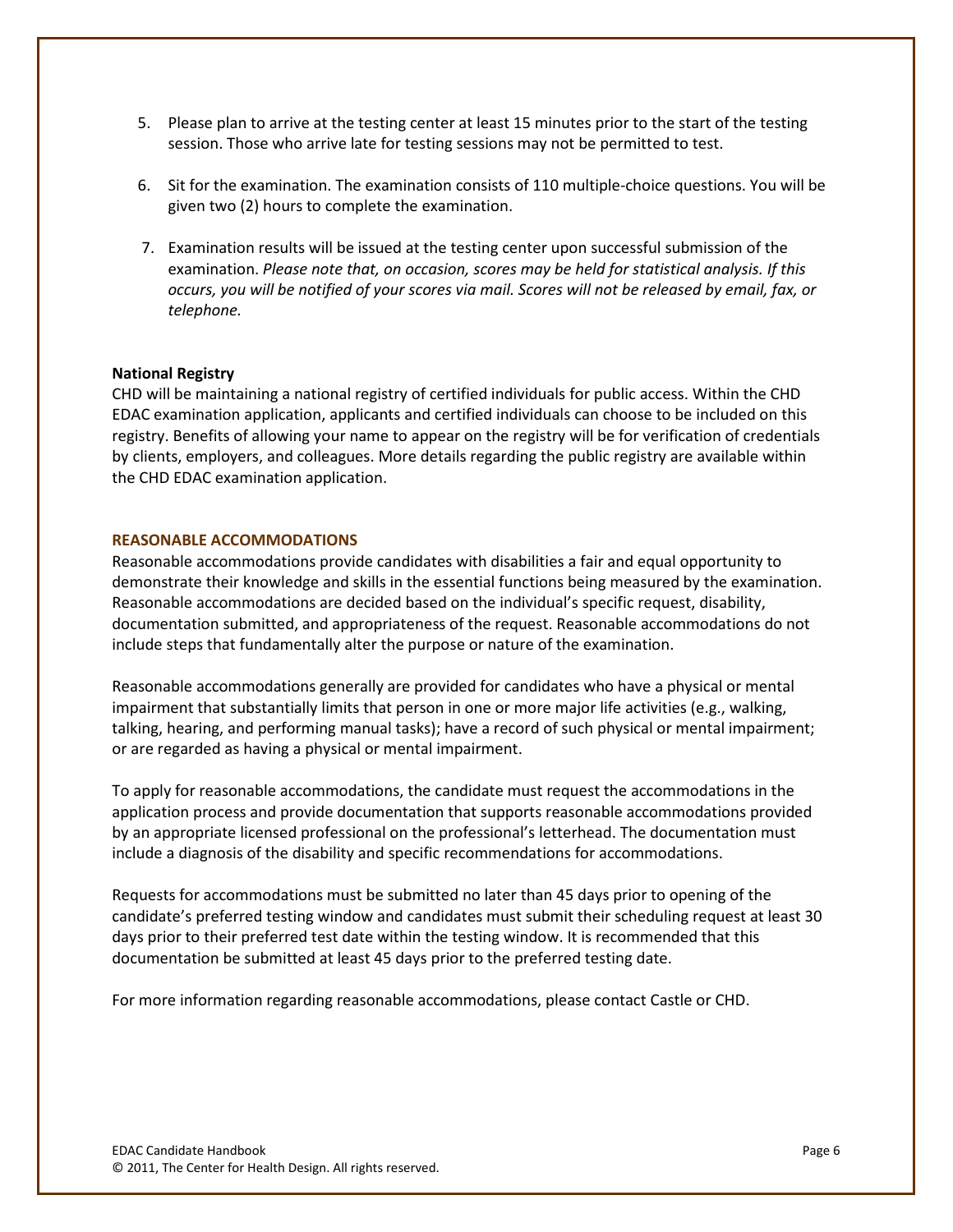5. Please plan to arrive at the testing center at least 15 minutes prior to the start of the testing session. Those who arrive late for testing sessions may not be permitted to test.

6. Sit for the examination. The examination consists of 110 multiple-choice questions. You will be given two (2) hours to complete the examination.

7. Examination results will be issued at the testing center upon successful submission of the examination. *Please note that, on occasion, scores may be held for statistical analysis. If this occurs, you will be notified of your scores via mail. Scores will not be released by email, fax, or telephone.*

**National Registry**

CHD will be maintaining a national registry of certified individuals for public access. Within the CHD EDAC examination application, applicants and certified individuals can choose to be included on this registry. Benefits of allowing your name to appear on the registry will be for verification of credentials by clients, employers, and colleagues. More details regarding the public registry are available within the CHD EDAC examination application.

## REASONABLE ACCOMMODATIONS

Reasonable accommodations provide candidates with disabilities a fair and equal opportunity to demonstrate their knowledge and skills in the essential functions being measured by the examination. Reasonable accommodations are decided based on the individual's specific request, disability, documentation submitted, and appropriateness of the request. Reasonable accommodations do not include steps that fundamentally alter the purpose or nature of the examination.

Reasonable accommodations generally are provided for candidates who have a physical or mental impairment that substantially limits that person in one or more major life activities (e.g., walking, talking, hearing, and performing manual tasks); have a record of such physical or mental impairment; or are regarded as having a physical or mental impairment.

To apply for reasonable accommodations, the candidate must request the accommodations in the application process and provide documentation that supports reasonable accommodations provided by an appropriate licensed professional on the professional's letterhead. The documentation must include a diagnosis of the disability and specific recommendations for accommodations.

Requests for accommodations must be submitted no later than 45 days prior to opening of the candidate's preferred testing window and candidates must submit their scheduling request at least 30 days prior to their preferred test date within the testing window. It is recommended that this documentation be submitted at least 45 days prior to the preferred testing date.

For more information regarding reasonable accommodations, please contact Castle or CHD.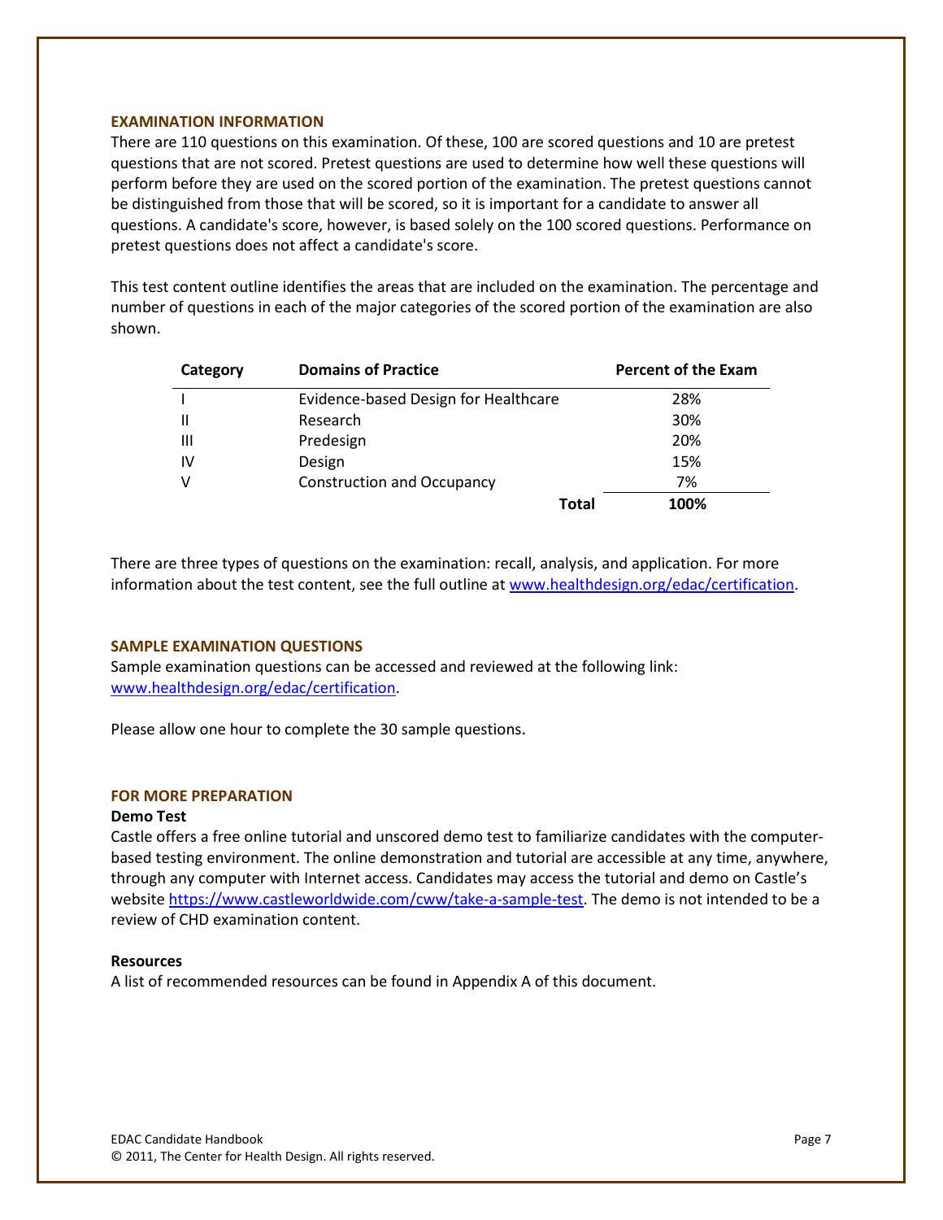## EXAMINATION INFORMATION

There are 110 questions on this examination. Of these, 100 are scored questions and 10 are pretest questions that are not scored. Pretest questions are used to determine how well these questions will perform before they are used on the scored portion of the examination. The pretest questions cannot be distinguished from those that will be scored, so it is important for a candidate to answer all questions. A candidate's score, however, is based solely on the 100 scored questions. Performance on pretest questions does not affect a candidate's score.

This test content outline identifies the areas that are included on the examination. The percentage and number of questions in each of the major categories of the scored portion of the examination are also shown.

| Category | Domains of Practice | Percent of the Exam |
|---|---|---|
| I | Evidence-based Design for Healthcare | 28% |
| II | Research | 30% |
| III | Predesign | 20% |
| IV | Design | 15% |
| V | Construction and Occupancy | 7% |
| | **Total** | **100%** |

There are three types of questions on the examination: recall, analysis, and application. For more information about the test content, see the full outline at www.healthdesign.org/edac/certification.

## SAMPLE EXAMINATION QUESTIONS

Sample examination questions can be accessed and reviewed at the following link: www.healthdesign.org/edac/certification.

Please allow one hour to complete the 30 sample questions.

## FOR MORE PREPARATION

### Demo Test

Castle offers a free online tutorial and unscored demo test to familiarize candidates with the computer-based testing environment. The online demonstration and tutorial are accessible at any time, anywhere, through any computer with Internet access. Candidates may access the tutorial and demo on Castle's website https://www.castleworldwide.com/cww/take-a-sample-test. The demo is not intended to be a review of CHD examination content.

### Resources

A list of recommended resources can be found in Appendix A of this document.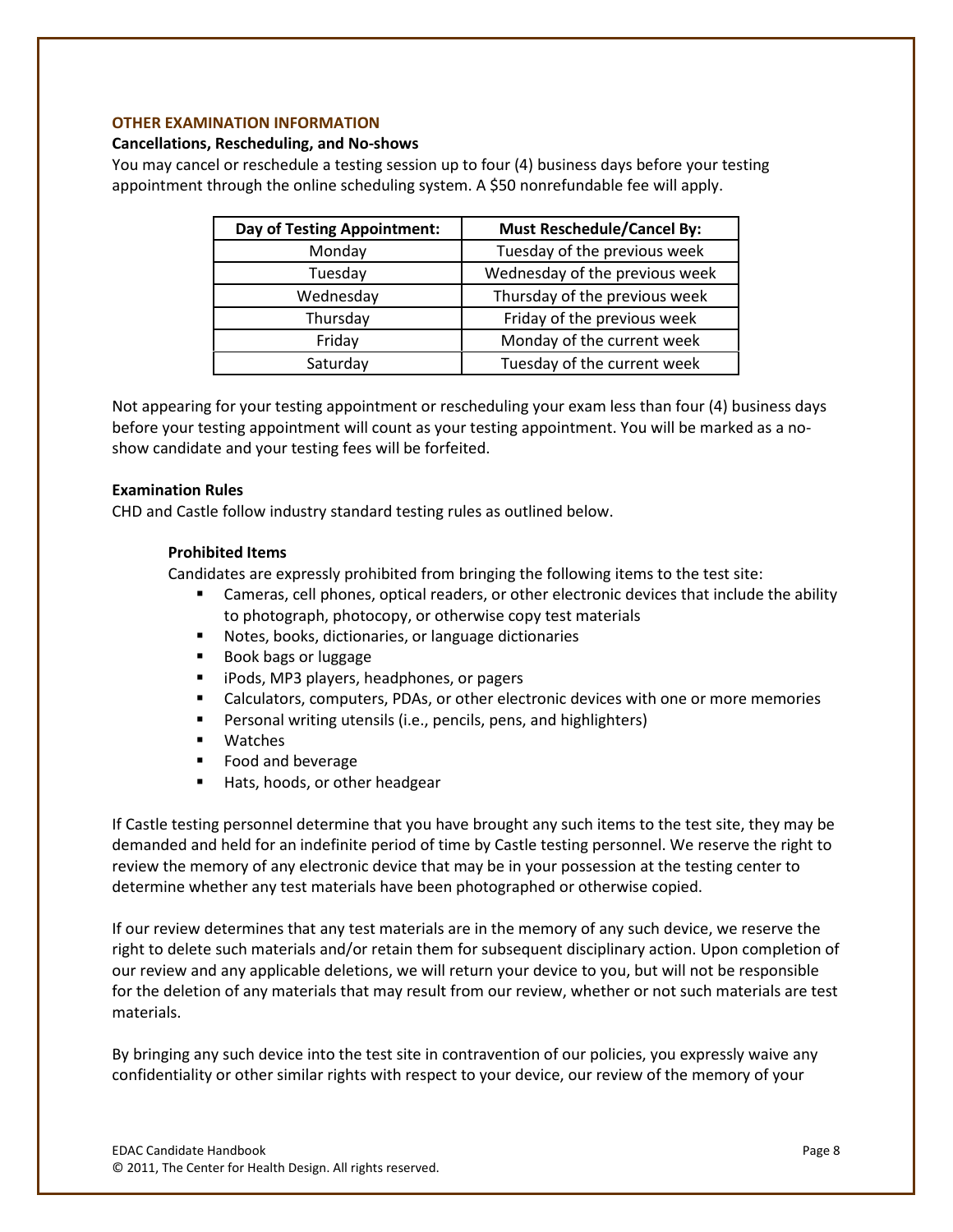## OTHER EXAMINATION INFORMATION

### Cancellations, Rescheduling, and No-shows

You may cancel or reschedule a testing session up to four (4) business days before your testing appointment through the online scheduling system. A $50 nonrefundable fee will apply.

| Day of Testing Appointment: | Must Reschedule/Cancel By: |
|---|---|
| Monday | Tuesday of the previous week |
| Tuesday | Wednesday of the previous week |
| Wednesday | Thursday of the previous week |
| Thursday | Friday of the previous week |
| Friday | Monday of the current week |
| Saturday | Tuesday of the current week |

Not appearing for your testing appointment or rescheduling your exam less than four (4) business days before your testing appointment will count as your testing appointment. You will be marked as a no-show candidate and your testing fees will be forfeited.

### Examination Rules

CHD and Castle follow industry standard testing rules as outlined below.

#### Prohibited Items

Candidates are expressly prohibited from bringing the following items to the test site:

- Cameras, cell phones, optical readers, or other electronic devices that include the ability to photograph, photocopy, or otherwise copy test materials
- Notes, books, dictionaries, or language dictionaries
- Book bags or luggage
- iPods, MP3 players, headphones, or pagers
- Calculators, computers, PDAs, or other electronic devices with one or more memories
- Personal writing utensils (i.e., pencils, pens, and highlighters)
- Watches
- Food and beverage
- Hats, hoods, or other headgear

If Castle testing personnel determine that you have brought any such items to the test site, they may be demanded and held for an indefinite period of time by Castle testing personnel. We reserve the right to review the memory of any electronic device that may be in your possession at the testing center to determine whether any test materials have been photographed or otherwise copied.

If our review determines that any test materials are in the memory of any such device, we reserve the right to delete such materials and/or retain them for subsequent disciplinary action. Upon completion of our review and any applicable deletions, we will return your device to you, but will not be responsible for the deletion of any materials that may result from our review, whether or not such materials are test materials.

By bringing any such device into the test site in contravention of our policies, you expressly waive any confidentiality or other similar rights with respect to your device, our review of the memory of your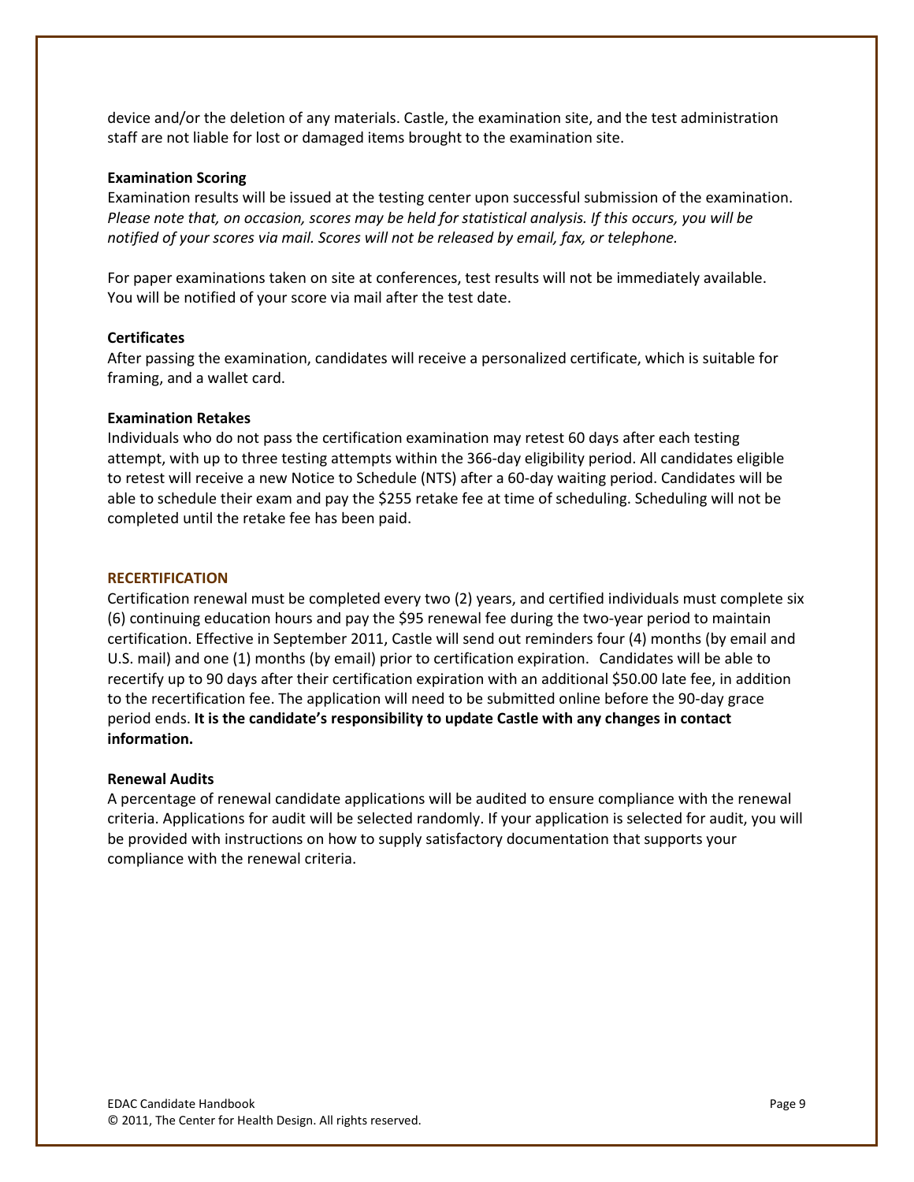device and/or the deletion of any materials. Castle, the examination site, and the test administration staff are not liable for lost or damaged items brought to the examination site.

### Examination Scoring

Examination results will be issued at the testing center upon successful submission of the examination. *Please note that, on occasion, scores may be held for statistical analysis. If this occurs, you will be notified of your scores via mail. Scores will not be released by email, fax, or telephone.*

For paper examinations taken on site at conferences, test results will not be immediately available. You will be notified of your score via mail after the test date.

### Certificates

After passing the examination, candidates will receive a personalized certificate, which is suitable for framing, and a wallet card.

### Examination Retakes

Individuals who do not pass the certification examination may retest 60 days after each testing attempt, with up to three testing attempts within the 366-day eligibility period. All candidates eligible to retest will receive a new Notice to Schedule (NTS) after a 60-day waiting period. Candidates will be able to schedule their exam and pay the $255 retake fee at time of scheduling. Scheduling will not be completed until the retake fee has been paid.

## RECERTIFICATION

Certification renewal must be completed every two (2) years, and certified individuals must complete six (6) continuing education hours and pay the $95 renewal fee during the two-year period to maintain certification. Effective in September 2011, Castle will send out reminders four (4) months (by email and U.S. mail) and one (1) months (by email) prior to certification expiration. Candidates will be able to recertify up to 90 days after their certification expiration with an additional $50.00 late fee, in addition to the recertification fee. The application will need to be submitted online before the 90-day grace period ends. **It is the candidate's responsibility to update Castle with any changes in contact information.**

### Renewal Audits

A percentage of renewal candidate applications will be audited to ensure compliance with the renewal criteria. Applications for audit will be selected randomly. If your application is selected for audit, you will be provided with instructions on how to supply satisfactory documentation that supports your compliance with the renewal criteria.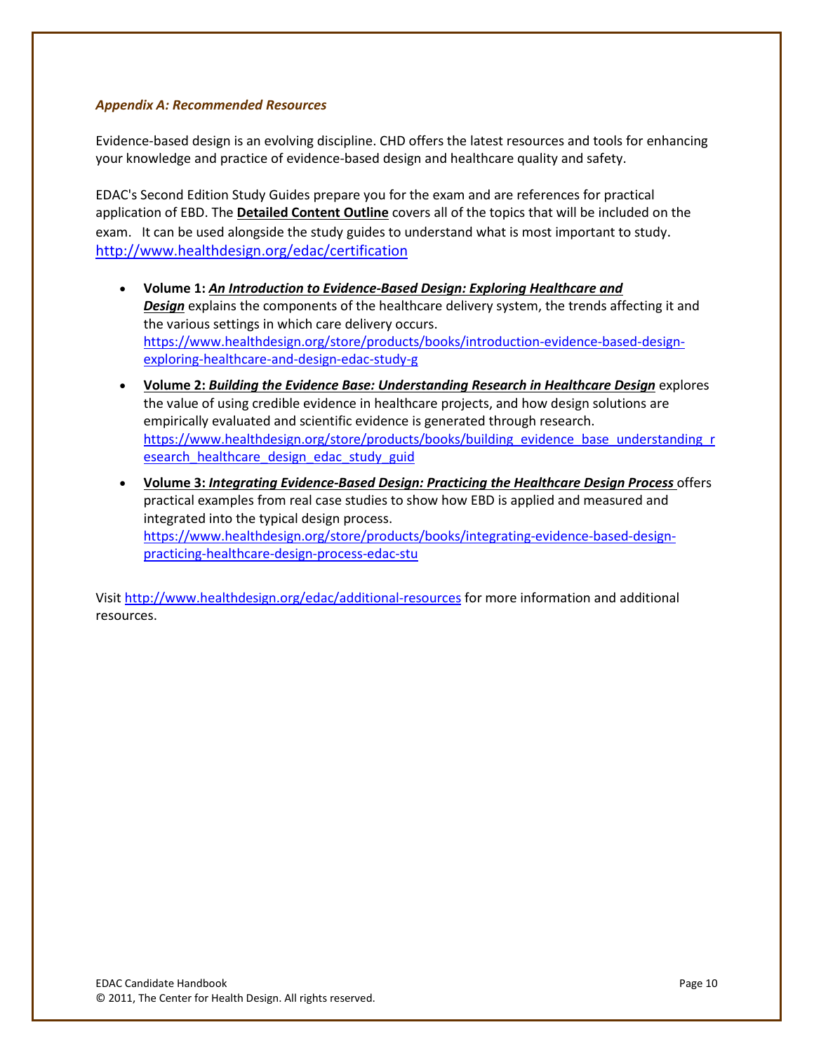### *Appendix A: Recommended Resources*

Evidence-based design is an evolving discipline. CHD offers the latest resources and tools for enhancing your knowledge and practice of evidence-based design and healthcare quality and safety.

EDAC's Second Edition Study Guides prepare you for the exam and are references for practical application of EBD. The **Detailed Content Outline** covers all of the topics that will be included on the exam. It can be used alongside the study guides to understand what is most important to study. http://www.healthdesign.org/edac/certification

- **Volume 1: *An Introduction to Evidence-Based Design: Exploring Healthcare and Design*** explains the components of the healthcare delivery system, the trends affecting it and the various settings in which care delivery occurs. https://www.healthdesign.org/store/products/books/introduction-evidence-based-design-exploring-healthcare-and-design-edac-study-g
- **Volume 2: *Building the Evidence Base: Understanding Research in Healthcare Design*** explores the value of using credible evidence in healthcare projects, and how design solutions are empirically evaluated and scientific evidence is generated through research. https://www.healthdesign.org/store/products/books/building_evidence_base_understanding_research_healthcare_design_edac_study_guid
- **Volume 3: *Integrating Evidence-Based Design: Practicing the Healthcare Design Process*** offers practical examples from real case studies to show how EBD is applied and measured and integrated into the typical design process. https://www.healthdesign.org/store/products/books/integrating-evidence-based-design-practicing-healthcare-design-process-edac-stu

Visit http://www.healthdesign.org/edac/additional-resources for more information and additional resources.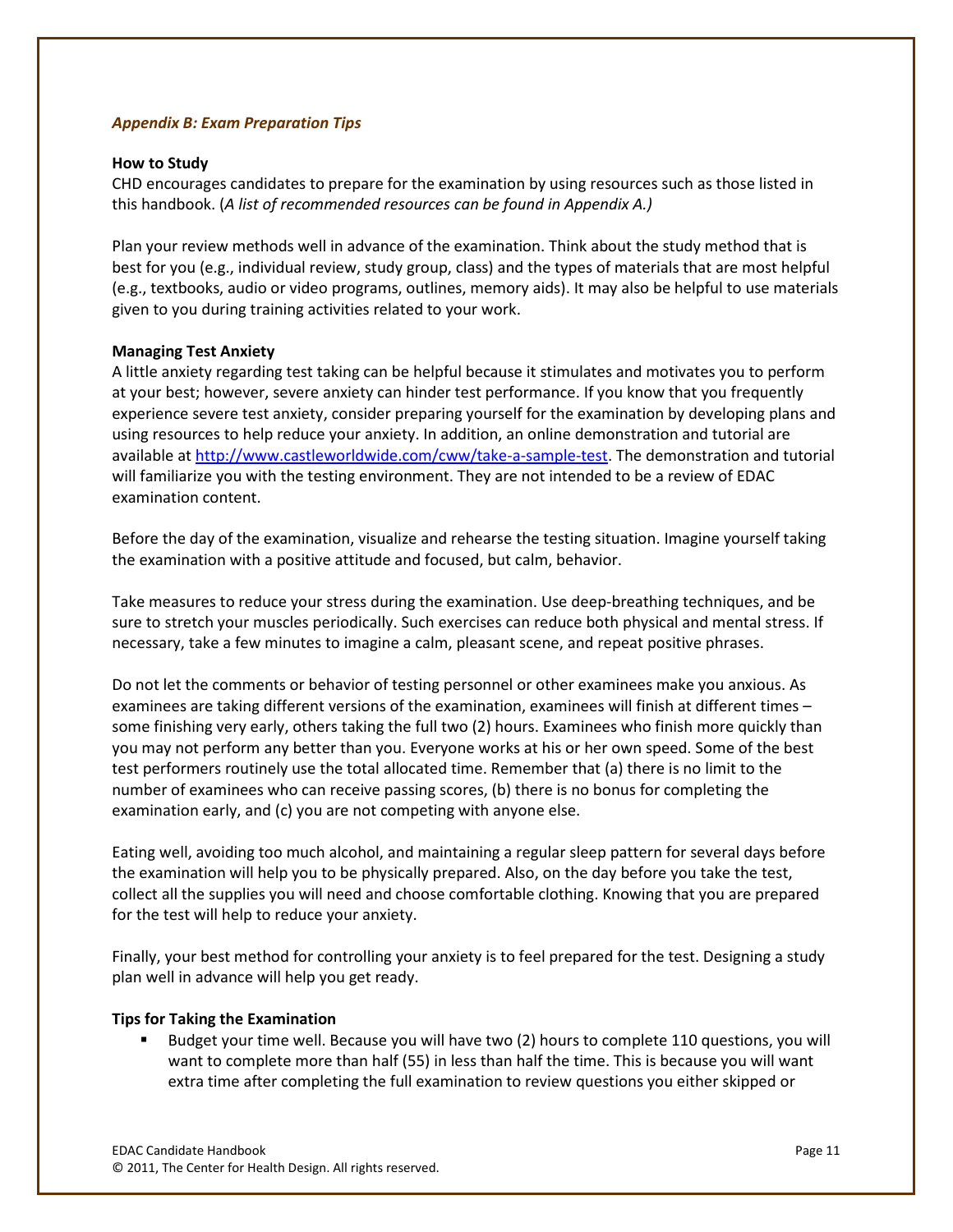### *Appendix B: Exam Preparation Tips*

**How to Study**

CHD encourages candidates to prepare for the examination by using resources such as those listed in this handbook. (*A list of recommended resources can be found in Appendix A.)*

Plan your review methods well in advance of the examination. Think about the study method that is best for you (e.g., individual review, study group, class) and the types of materials that are most helpful (e.g., textbooks, audio or video programs, outlines, memory aids). It may also be helpful to use materials given to you during training activities related to your work.

**Managing Test Anxiety**

A little anxiety regarding test taking can be helpful because it stimulates and motivates you to perform at your best; however, severe anxiety can hinder test performance. If you know that you frequently experience severe test anxiety, consider preparing yourself for the examination by developing plans and using resources to help reduce your anxiety. In addition, an online demonstration and tutorial are available at http://www.castleworldwide.com/cww/take-a-sample-test. The demonstration and tutorial will familiarize you with the testing environment. They are not intended to be a review of EDAC examination content.

Before the day of the examination, visualize and rehearse the testing situation. Imagine yourself taking the examination with a positive attitude and focused, but calm, behavior.

Take measures to reduce your stress during the examination. Use deep-breathing techniques, and be sure to stretch your muscles periodically. Such exercises can reduce both physical and mental stress. If necessary, take a few minutes to imagine a calm, pleasant scene, and repeat positive phrases.

Do not let the comments or behavior of testing personnel or other examinees make you anxious. As examinees are taking different versions of the examination, examinees will finish at different times – some finishing very early, others taking the full two (2) hours. Examinees who finish more quickly than you may not perform any better than you. Everyone works at his or her own speed. Some of the best test performers routinely use the total allocated time. Remember that (a) there is no limit to the number of examinees who can receive passing scores, (b) there is no bonus for completing the examination early, and (c) you are not competing with anyone else.

Eating well, avoiding too much alcohol, and maintaining a regular sleep pattern for several days before the examination will help you to be physically prepared. Also, on the day before you take the test, collect all the supplies you will need and choose comfortable clothing. Knowing that you are prepared for the test will help to reduce your anxiety.

Finally, your best method for controlling your anxiety is to feel prepared for the test. Designing a study plan well in advance will help you get ready.

**Tips for Taking the Examination**

- Budget your time well. Because you will have two (2) hours to complete 110 questions, you will want to complete more than half (55) in less than half the time. This is because you will want extra time after completing the full examination to review questions you either skipped or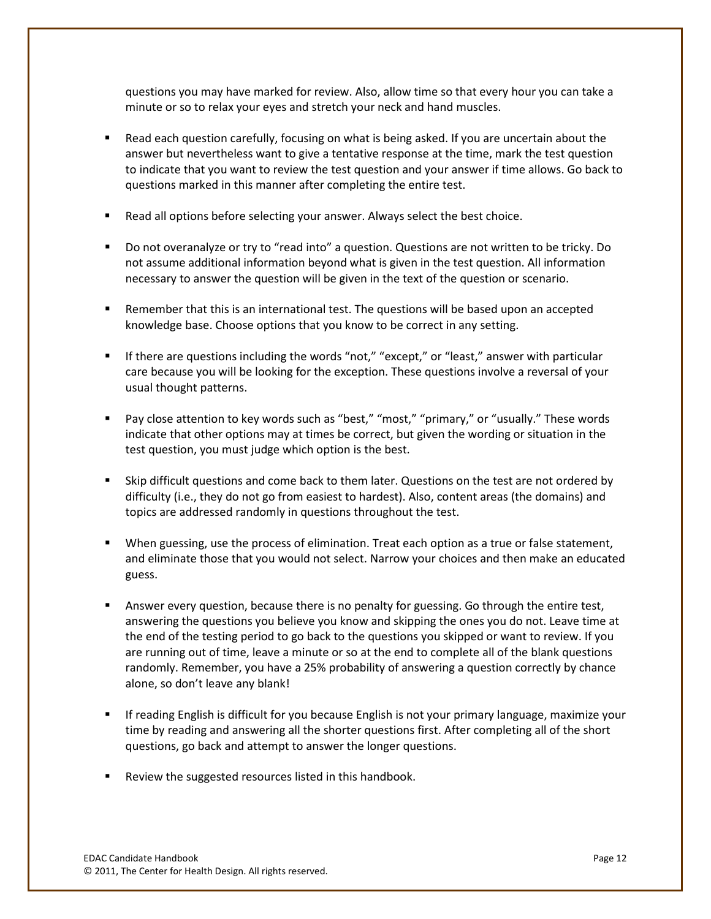questions you may have marked for review. Also, allow time so that every hour you can take a minute or so to relax your eyes and stretch your neck and hand muscles.

- Read each question carefully, focusing on what is being asked. If you are uncertain about the answer but nevertheless want to give a tentative response at the time, mark the test question to indicate that you want to review the test question and your answer if time allows. Go back to questions marked in this manner after completing the entire test.
- Read all options before selecting your answer. Always select the best choice.
- Do not overanalyze or try to "read into" a question. Questions are not written to be tricky. Do not assume additional information beyond what is given in the test question. All information necessary to answer the question will be given in the text of the question or scenario.
- Remember that this is an international test. The questions will be based upon an accepted knowledge base. Choose options that you know to be correct in any setting.
- If there are questions including the words "not," "except," or "least," answer with particular care because you will be looking for the exception. These questions involve a reversal of your usual thought patterns.
- Pay close attention to key words such as "best," "most," "primary," or "usually." These words indicate that other options may at times be correct, but given the wording or situation in the test question, you must judge which option is the best.
- Skip difficult questions and come back to them later. Questions on the test are not ordered by difficulty (i.e., they do not go from easiest to hardest). Also, content areas (the domains) and topics are addressed randomly in questions throughout the test.
- When guessing, use the process of elimination. Treat each option as a true or false statement, and eliminate those that you would not select. Narrow your choices and then make an educated guess.
- Answer every question, because there is no penalty for guessing. Go through the entire test, answering the questions you believe you know and skipping the ones you do not. Leave time at the end of the testing period to go back to the questions you skipped or want to review. If you are running out of time, leave a minute or so at the end to complete all of the blank questions randomly. Remember, you have a 25% probability of answering a question correctly by chance alone, so don't leave any blank!
- If reading English is difficult for you because English is not your primary language, maximize your time by reading and answering all the shorter questions first. After completing all of the short questions, go back and attempt to answer the longer questions.
- Review the suggested resources listed in this handbook.